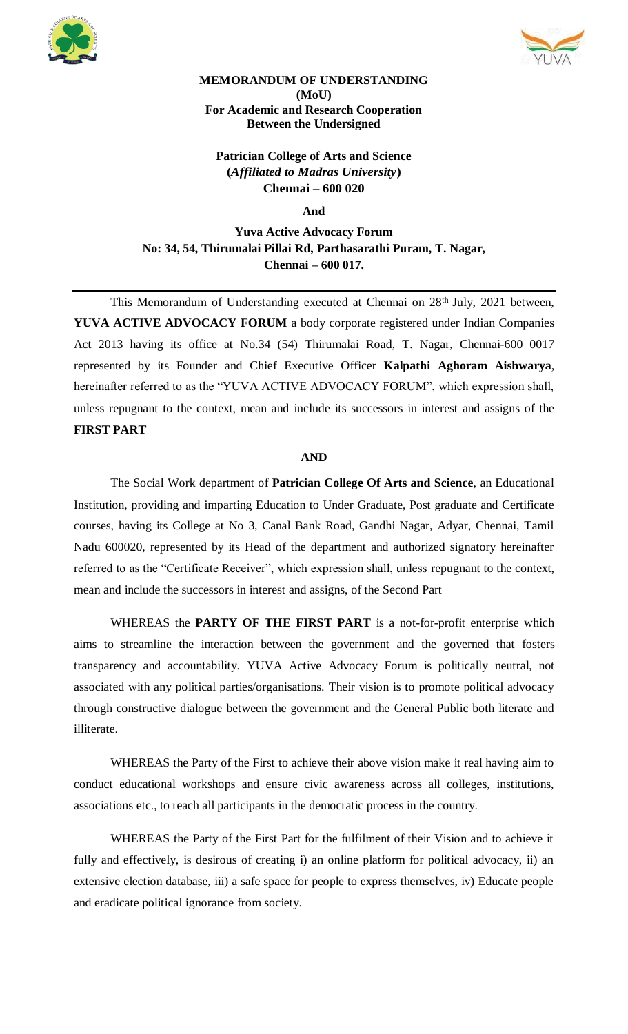**MEMORANDUM OF UNDERSTANDING**
**(MoU)**
**For Academic and Research Cooperation**
**Between the Undersigned**

**Patrician College of Arts and Science**
**(*Affiliated to Madras University*)**
**Chennai – 600 020**

**And**

**Yuva Active Advocacy Forum**
**No: 34, 54, Thirumalai Pillai Rd, Parthasarathi Puram, T. Nagar,**
**Chennai – 600 017.**

---

This Memorandum of Understanding executed at Chennai on 28th July, 2021 between, **YUVA ACTIVE ADVOCACY FORUM** a body corporate registered under Indian Companies Act 2013 having its office at No.34 (54) Thirumalai Road, T. Nagar, Chennai-600 0017 represented by its Founder and Chief Executive Officer **Kalpathi Aghoram Aishwarya**, hereinafter referred to as the "YUVA ACTIVE ADVOCACY FORUM", which expression shall, unless repugnant to the context, mean and include its successors in interest and assigns of the **FIRST PART**

**AND**

The Social Work department of **Patrician College Of Arts and Science**, an Educational Institution, providing and imparting Education to Under Graduate, Post graduate and Certificate courses, having its College at No 3, Canal Bank Road, Gandhi Nagar, Adyar, Chennai, Tamil Nadu 600020, represented by its Head of the department and authorized signatory hereinafter referred to as the "Certificate Receiver", which expression shall, unless repugnant to the context, mean and include the successors in interest and assigns, of the Second Part

WHEREAS the **PARTY OF THE FIRST PART** is a not-for-profit enterprise which aims to streamline the interaction between the government and the governed that fosters transparency and accountability. YUVA Active Advocacy Forum is politically neutral, not associated with any political parties/organisations. Their vision is to promote political advocacy through constructive dialogue between the government and the General Public both literate and illiterate.

WHEREAS the Party of the First to achieve their above vision make it real having aim to conduct educational workshops and ensure civic awareness across all colleges, institutions, associations etc., to reach all participants in the democratic process in the country.

WHEREAS the Party of the First Part for the fulfilment of their Vision and to achieve it fully and effectively, is desirous of creating i) an online platform for political advocacy, ii) an extensive election database, iii) a safe space for people to express themselves, iv) Educate people and eradicate political ignorance from society.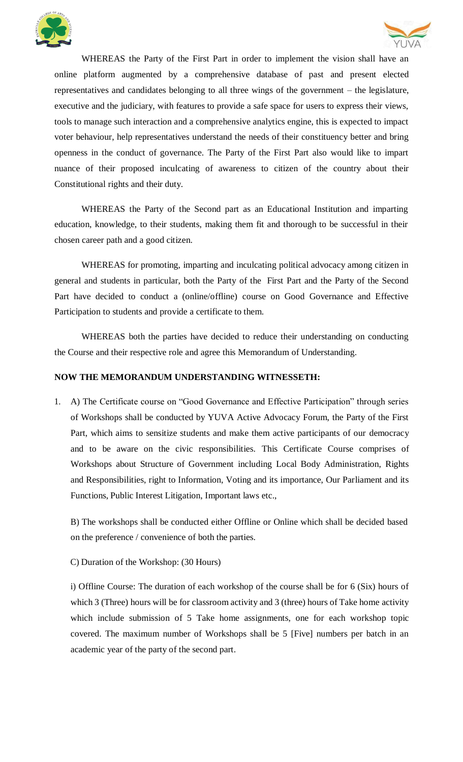WHEREAS the Party of the First Part in order to implement the vision shall have an online platform augmented by a comprehensive database of past and present elected representatives and candidates belonging to all three wings of the government – the legislature, executive and the judiciary, with features to provide a safe space for users to express their views, tools to manage such interaction and a comprehensive analytics engine, this is expected to impact voter behaviour, help representatives understand the needs of their constituency better and bring openness in the conduct of governance. The Party of the First Part also would like to impart nuance of their proposed inculcating of awareness to citizen of the country about their Constitutional rights and their duty.

WHEREAS the Party of the Second part as an Educational Institution and imparting education, knowledge, to their students, making them fit and thorough to be successful in their chosen career path and a good citizen.

WHEREAS for promoting, imparting and inculcating political advocacy among citizen in general and students in particular, both the Party of the First Part and the Party of the Second Part have decided to conduct a (online/offline) course on Good Governance and Effective Participation to students and provide a certificate to them.

WHEREAS both the parties have decided to reduce their understanding on conducting the Course and their respective role and agree this Memorandum of Understanding.

**NOW THE MEMORANDUM UNDERSTANDING WITNESSETH:**

1. A) The Certificate course on "Good Governance and Effective Participation" through series of Workshops shall be conducted by YUVA Active Advocacy Forum, the Party of the First Part, which aims to sensitize students and make them active participants of our democracy and to be aware on the civic responsibilities. This Certificate Course comprises of Workshops about Structure of Government including Local Body Administration, Rights and Responsibilities, right to Information, Voting and its importance, Our Parliament and its Functions, Public Interest Litigation, Important laws etc.,

   B) The workshops shall be conducted either Offline or Online which shall be decided based on the preference / convenience of both the parties.

   C) Duration of the Workshop: (30 Hours)

   i) Offline Course: The duration of each workshop of the course shall be for 6 (Six) hours of which 3 (Three) hours will be for classroom activity and 3 (three) hours of Take home activity which include submission of 5 Take home assignments, one for each workshop topic covered. The maximum number of Workshops shall be 5 [Five] numbers per batch in an academic year of the party of the second part.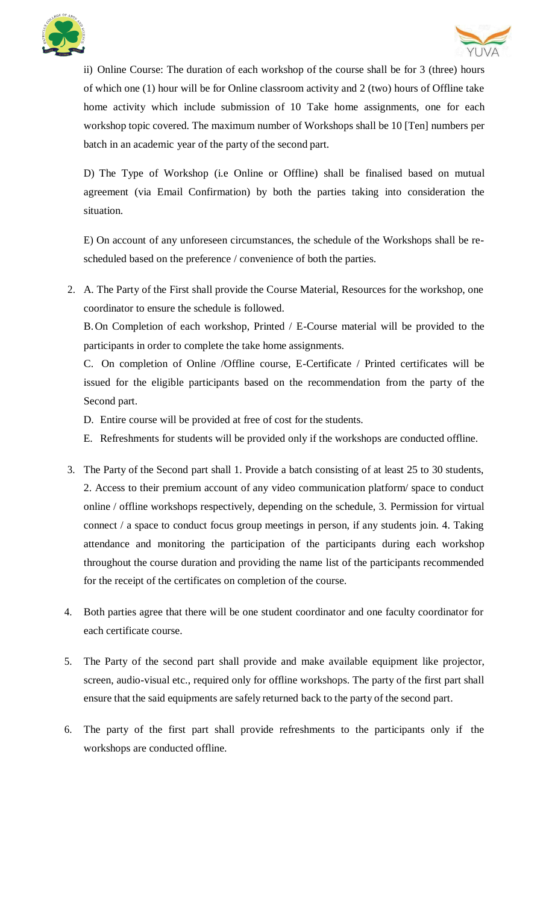ii) Online Course: The duration of each workshop of the course shall be for 3 (three) hours of which one (1) hour will be for Online classroom activity and 2 (two) hours of Offline take home activity which include submission of 10 Take home assignments, one for each workshop topic covered. The maximum number of Workshops shall be 10 [Ten] numbers per batch in an academic year of the party of the second part.

D) The Type of Workshop (i.e Online or Offline) shall be finalised based on mutual agreement (via Email Confirmation) by both the parties taking into consideration the situation.

E) On account of any unforeseen circumstances, the schedule of the Workshops shall be re-scheduled based on the preference / convenience of both the parties.

2. A. The Party of the First shall provide the Course Material, Resources for the workshop, one coordinator to ensure the schedule is followed.

   B. On Completion of each workshop, Printed / E-Course material will be provided to the participants in order to complete the take home assignments.

   C. On completion of Online /Offline course, E-Certificate / Printed certificates will be issued for the eligible participants based on the recommendation from the party of the Second part.

   D. Entire course will be provided at free of cost for the students.

   E. Refreshments for students will be provided only if the workshops are conducted offline.

3. The Party of the Second part shall 1. Provide a batch consisting of at least 25 to 30 students, 2. Access to their premium account of any video communication platform/ space to conduct online / offline workshops respectively, depending on the schedule, 3. Permission for virtual connect / a space to conduct focus group meetings in person, if any students join. 4. Taking attendance and monitoring the participation of the participants during each workshop throughout the course duration and providing the name list of the participants recommended for the receipt of the certificates on completion of the course.

4. Both parties agree that there will be one student coordinator and one faculty coordinator for each certificate course.

5. The Party of the second part shall provide and make available equipment like projector, screen, audio-visual etc., required only for offline workshops. The party of the first part shall ensure that the said equipments are safely returned back to the party of the second part.

6. The party of the first part shall provide refreshments to the participants only if the workshops are conducted offline.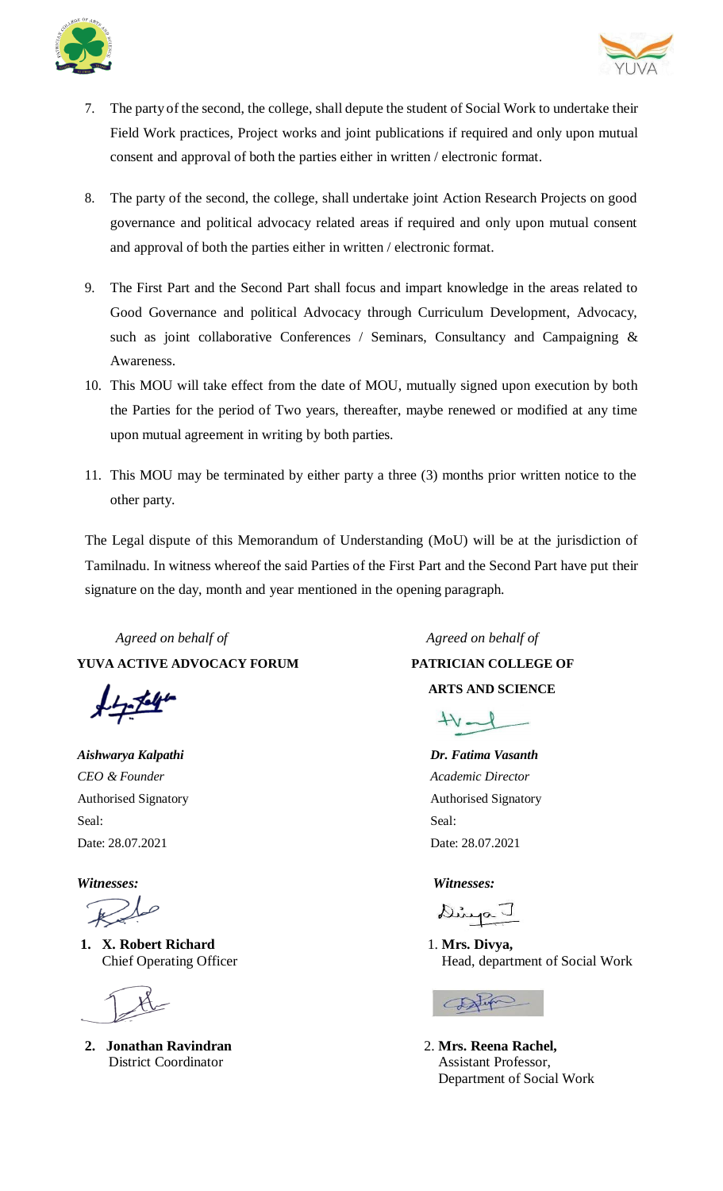7. The party of the second, the college, shall depute the student of Social Work to undertake their Field Work practices, Project works and joint publications if required and only upon mutual consent and approval of both the parties either in written / electronic format.

8. The party of the second, the college, shall undertake joint Action Research Projects on good governance and political advocacy related areas if required and only upon mutual consent and approval of both the parties either in written / electronic format.

9. The First Part and the Second Part shall focus and impart knowledge in the areas related to Good Governance and political Advocacy through Curriculum Development, Advocacy, such as joint collaborative Conferences / Seminars, Consultancy and Campaigning & Awareness.

10. This MOU will take effect from the date of MOU, mutually signed upon execution by both the Parties for the period of Two years, thereafter, maybe renewed or modified at any time upon mutual agreement in writing by both parties.

11. This MOU may be terminated by either party a three (3) months prior written notice to the other party.

The Legal dispute of this Memorandum of Understanding (MoU) will be at the jurisdiction of Tamilnadu. In witness whereof the said Parties of the First Part and the Second Part have put their signature on the day, month and year mentioned in the opening paragraph.

*Agreed on behalf of*
**YUVA ACTIVE ADVOCACY FORUM**

***Aishwarya Kalpathi***
*CEO & Founder*
Authorised Signatory
Seal:
Date: 28.07.2021

*Agreed on behalf of*
**PATRICIAN COLLEGE OF ARTS AND SCIENCE**

***Dr. Fatima Vasanth***
*Academic Director*
Authorised Signatory
Seal:
Date: 28.07.2021

***Witnesses:***

1. **X. Robert Richard**
   Chief Operating Officer

2. **Jonathan Ravindran**
   District Coordinator

***Witnesses:***

1. **Mrs. Divya,**
   Head, department of Social Work

2. **Mrs. Reena Rachel,**
   Assistant Professor,
   Department of Social Work